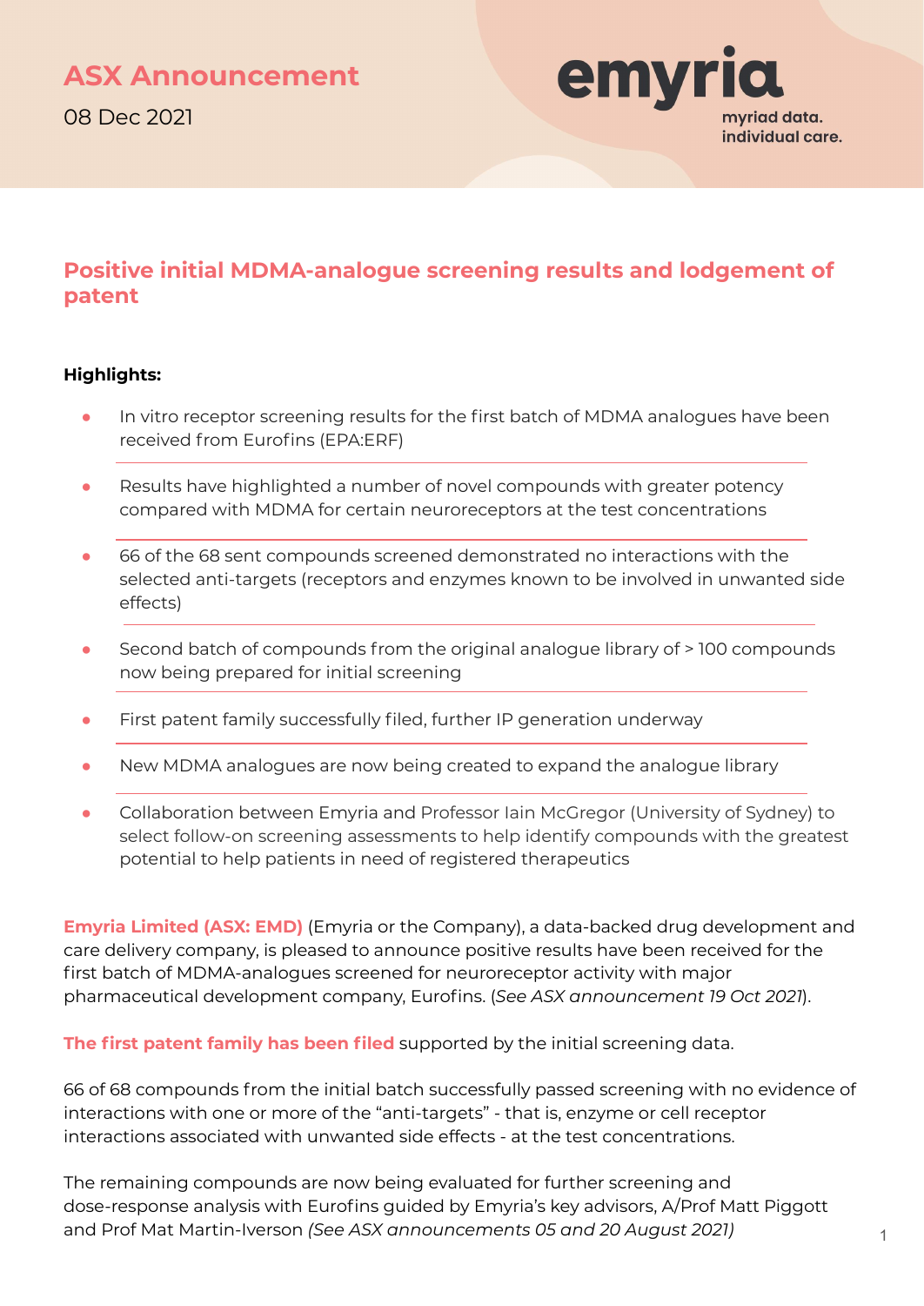ASX Announcement

08 Dec 2021

emyria

myriad data. individual care.

# Positive initial MDMA-analogue screening results and lodgement of patent

**Highlights:**

- In vitro receptor screening results for the first batch of MDMA analogues have been received from Eurofins (EPA:ERF)
- Results have highlighted a number of novel compounds with greater potency compared with MDMA for certain neuroreceptors at the test concentrations
- 66 of the 68 sent compounds screened demonstrated no interactions with the selected anti-targets (receptors and enzymes known to be involved in unwanted side effects)
- Second batch of compounds from the original analogue library of > 100 compounds now being prepared for initial screening
- First patent family successfully filed, further IP generation underway
- New MDMA analogues are now being created to expand the analogue library
- Collaboration between Emyria and Professor Iain McGregor (University of Sydney) to select follow-on screening assessments to help identify compounds with the greatest potential to help patients in need of registered therapeutics

**Emyria Limited (ASX: EMD)** (Emyria or the Company), a data-backed drug development and care delivery company, is pleased to announce positive results have been received for the first batch of MDMA-analogues screened for neuroreceptor activity with major pharmaceutical development company, Eurofins. (*See ASX announcement 19 Oct 2021*).

**The first patent family has been filed** supported by the initial screening data.

66 of 68 compounds from the initial batch successfully passed screening with no evidence of interactions with one or more of the "anti-targets" - that is, enzyme or cell receptor interactions associated with unwanted side effects - at the test concentrations.

The remaining compounds are now being evaluated for further screening and dose-response analysis with Eurofins guided by Emyria's key advisors, A/Prof Matt Piggott and Prof Mat Martin-Iverson *(See ASX announcements 05 and 20 August 2021)*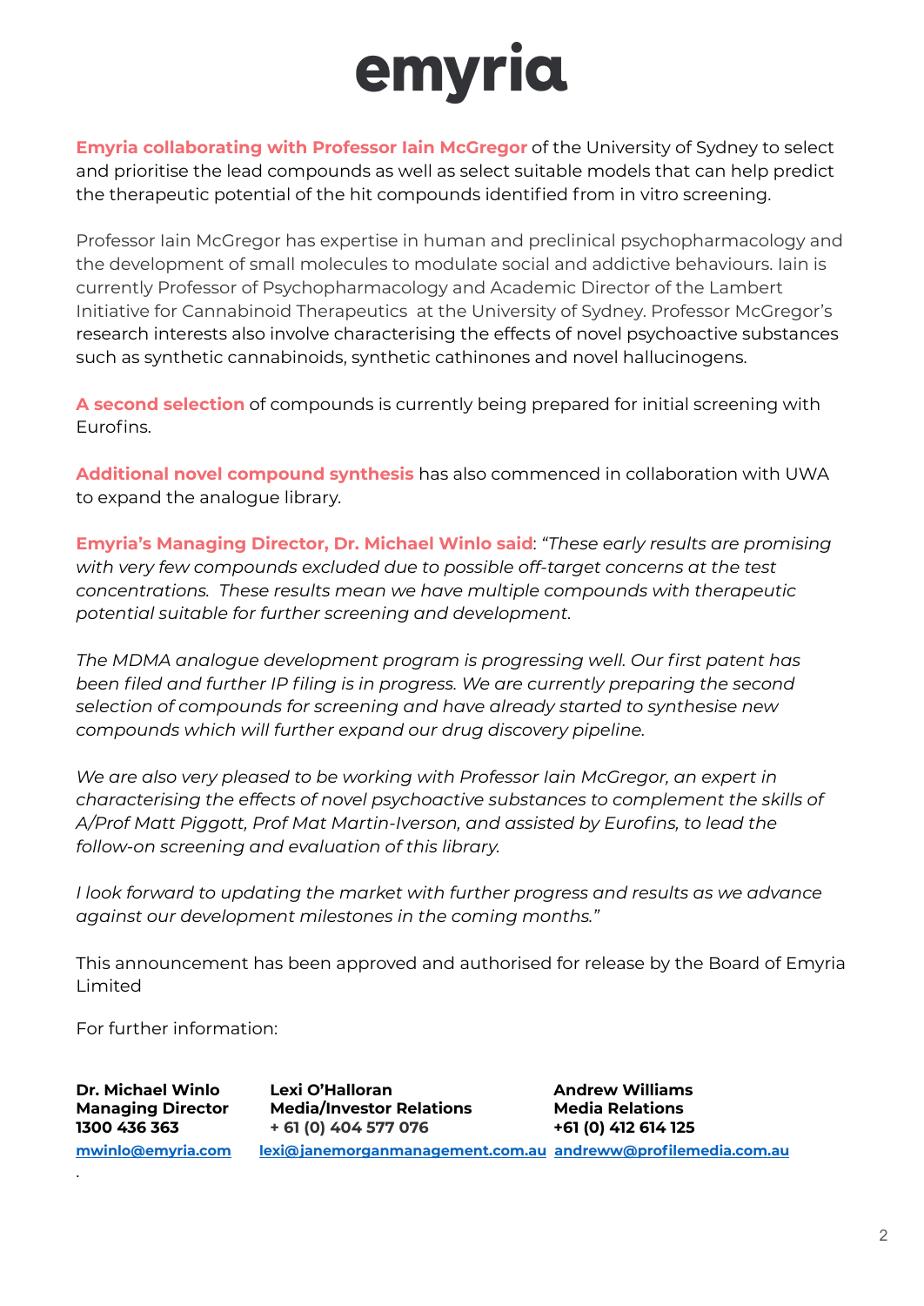# emyria

**Emyria collaborating with Professor Iain McGregor** of the University of Sydney to select and prioritise the lead compounds as well as select suitable models that can help predict the therapeutic potential of the hit compounds identified from in vitro screening.

Professor Iain McGregor has expertise in human and preclinical psychopharmacology and the development of small molecules to modulate social and addictive behaviours. Iain is currently Professor of Psychopharmacology and Academic Director of the Lambert Initiative for Cannabinoid Therapeutics at the University of Sydney. Professor McGregor's research interests also involve characterising the effects of novel psychoactive substances such as synthetic cannabinoids, synthetic cathinones and novel hallucinogens.

**A second selection** of compounds is currently being prepared for initial screening with Eurofins.

**Additional novel compound synthesis** has also commenced in collaboration with UWA to expand the analogue library.

**Emyria's Managing Director, Dr. Michael Winlo said**: *"These early results are promising with very few compounds excluded due to possible off-target concerns at the test concentrations. These results mean we have multiple compounds with therapeutic potential suitable for further screening and development.*

*The MDMA analogue development program is progressing well. Our first patent has been filed and further IP filing is in progress. We are currently preparing the second selection of compounds for screening and have already started to synthesise new compounds which will further expand our drug discovery pipeline.*

*We are also very pleased to be working with Professor Iain McGregor, an expert in characterising the effects of novel psychoactive substances to complement the skills of A/Prof Matt Piggott, Prof Mat Martin-Iverson, and assisted by Eurofins, to lead the follow-on screening and evaluation of this library.*

*I look forward to updating the market with further progress and results as we advance against our development milestones in the coming months."*

This announcement has been approved and authorised for release by the Board of Emyria Limited

For further information:

**Dr. Michael Winlo**
**Managing Director**
**1300 436 363**
mwinlo@emyria.com

**Lexi O'Halloran**
**Media/Investor Relations**
**+ 61 (0) 404 577 076**
lexi@janemorganmanagement.com.au

**Andrew Williams**
**Media Relations**
**+61 (0) 412 614 125**
andreww@profilemedia.com.au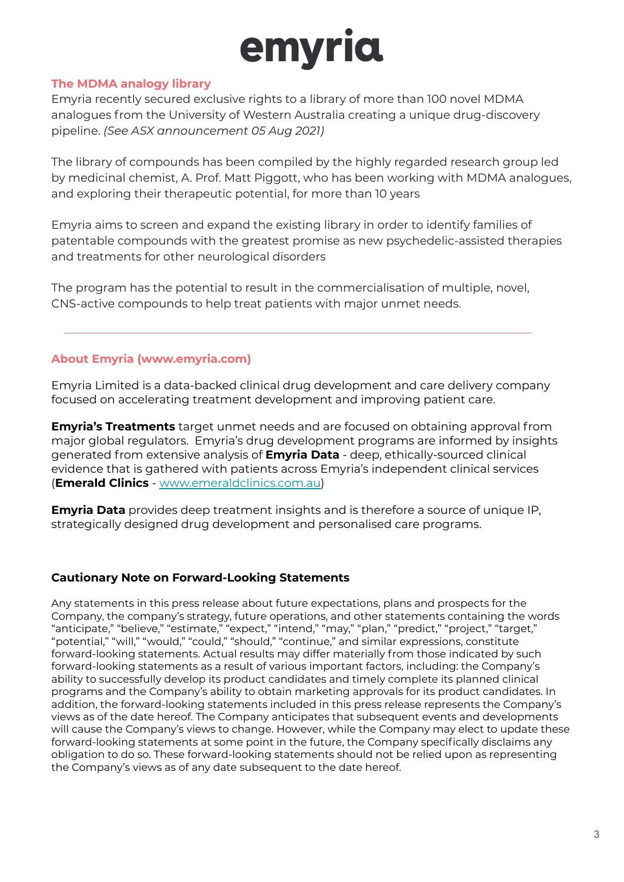emyria

## The MDMA analogy library

Emyria recently secured exclusive rights to a library of more than 100 novel MDMA analogues from the University of Western Australia creating a unique drug-discovery pipeline. *(See ASX announcement 05 Aug 2021)*

The library of compounds has been compiled by the highly regarded research group led by medicinal chemist, A. Prof. Matt Piggott, who has been working with MDMA analogues, and exploring their therapeutic potential, for more than 10 years

Emyria aims to screen and expand the existing library in order to identify families of patentable compounds with the greatest promise as new psychedelic-assisted therapies and treatments for other neurological disorders

The program has the potential to result in the commercialisation of multiple, novel, CNS-active compounds to help treat patients with major unmet needs.

---

## About Emyria (www.emyria.com)

Emyria Limited is a data-backed clinical drug development and care delivery company focused on accelerating treatment development and improving patient care.

**Emyria's Treatments** target unmet needs and are focused on obtaining approval from major global regulators. Emyria's drug development programs are informed by insights generated from extensive analysis of **Emyria Data** - deep, ethically-sourced clinical evidence that is gathered with patients across Emyria's independent clinical services (**Emerald Clinics** - [www.emeraldclinics.com.au](http://www.emeraldclinics.com.au))

**Emyria Data** provides deep treatment insights and is therefore a source of unique IP, strategically designed drug development and personalised care programs.

### Cautionary Note on Forward-Looking Statements

Any statements in this press release about future expectations, plans and prospects for the Company, the company's strategy, future operations, and other statements containing the words "anticipate," "believe," "estimate," "expect," "intend," "may," "plan," "predict," "project," "target," "potential," "will," "would," "could," "should," "continue," and similar expressions, constitute forward-looking statements. Actual results may differ materially from those indicated by such forward-looking statements as a result of various important factors, including: the Company's ability to successfully develop its product candidates and timely complete its planned clinical programs and the Company's ability to obtain marketing approvals for its product candidates. In addition, the forward-looking statements included in this press release represents the Company's views as of the date hereof. The Company anticipates that subsequent events and developments will cause the Company's views to change. However, while the Company may elect to update these forward-looking statements at some point in the future, the Company specifically disclaims any obligation to do so. These forward-looking statements should not be relied upon as representing the Company's views as of any date subsequent to the date hereof.